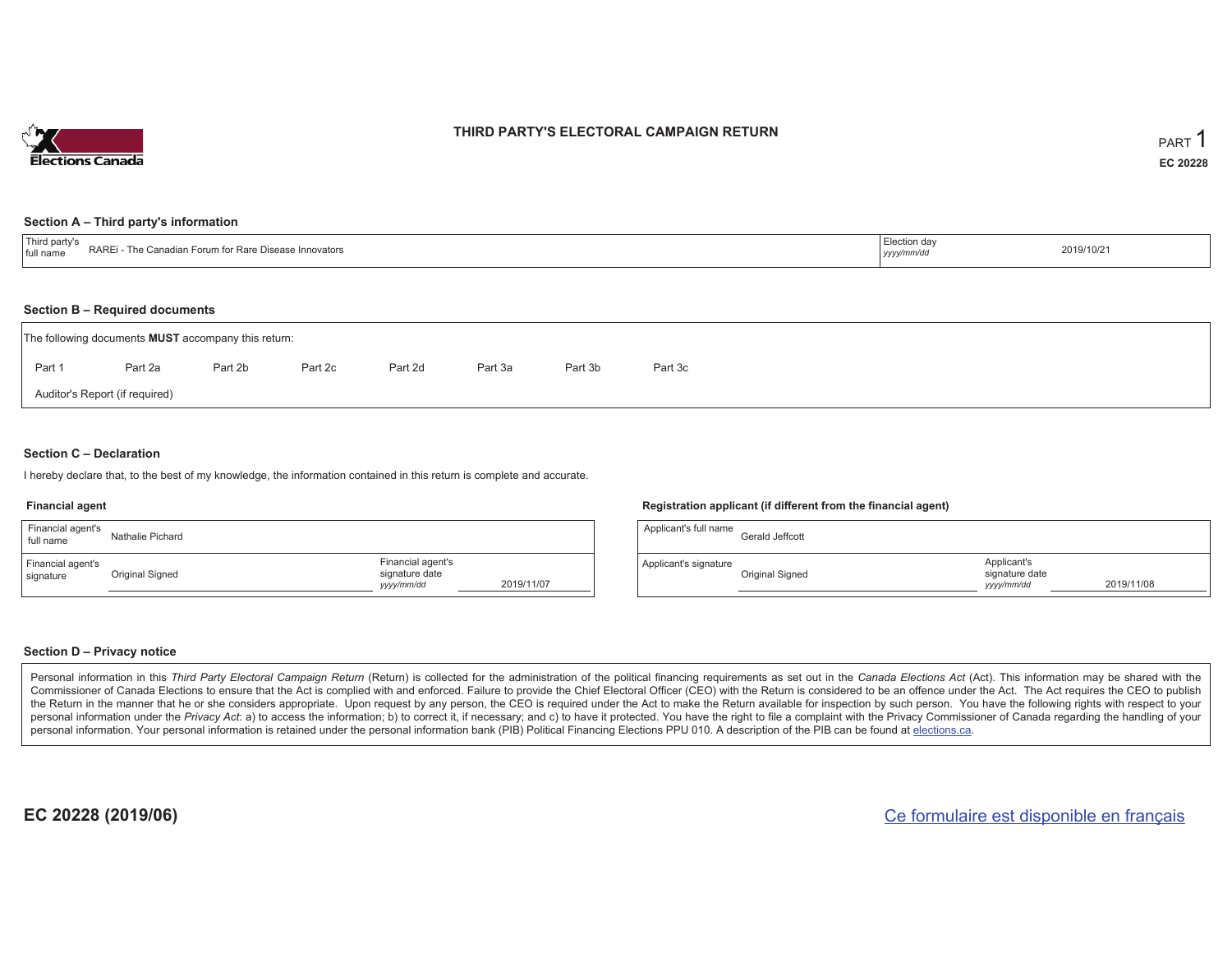# THIRD PARTY'S ELECTORAL CAMPAIGN RETURN

PART 1

EC 20228

## Section A – Third party's information

| Third party's full name | RAREi - The Canadian Forum for Rare Disease Innovators | Election day *yyyy/mm/dd* | 2019/10/21 |
|---|---|---|---|

## Section B – Required documents

The following documents **MUST** accompany this return:

Part 1 Part 2a Part 2b Part 2c Part 2d Part 3a Part 3b Part 3c

Auditor's Report (if required)

## Section C – Declaration

I hereby declare that, to the best of my knowledge, the information contained in this return is complete and accurate.

### Financial agent

| Financial agent's full name | Nathalie Pichard | | |
|---|---|---|---|
| Financial agent's signature | Original Signed | Financial agent's signature date *yyyy/mm/dd* | 2019/11/07 |

### Registration applicant (if different from the financial agent)

| Applicant's full name | Gerald Jeffcott | | |
|---|---|---|---|
| Applicant's signature | Original Signed | Applicant's signature date *yyyy/mm/dd* | 2019/11/08 |

## Section D – Privacy notice

Personal information in this *Third Party Electoral Campaign Return* (Return) is collected for the administration of the political financing requirements as set out in the *Canada Elections Act* (Act). This information may be shared with the Commissioner of Canada Elections to ensure that the Act is complied with and enforced. Failure to provide the Chief Electoral Officer (CEO) with the Return is considered to be an offence under the Act. The Act requires the CEO to publish the Return in the manner that he or she considers appropriate. Upon request by any person, the CEO is required under the Act to make the Return available for inspection by such person. You have the following rights with respect to your personal information under the *Privacy Act*: a) to access the information; b) to correct it, if necessary; and c) to have it protected. You have the right to file a complaint with the Privacy Commissioner of Canada regarding the handling of your personal information. Your personal information is retained under the personal information bank (PIB) Political Financing Elections PPU 010. A description of the PIB can be found at elections.ca.

EC 20228 (2019/06)

Ce formulaire est disponible en français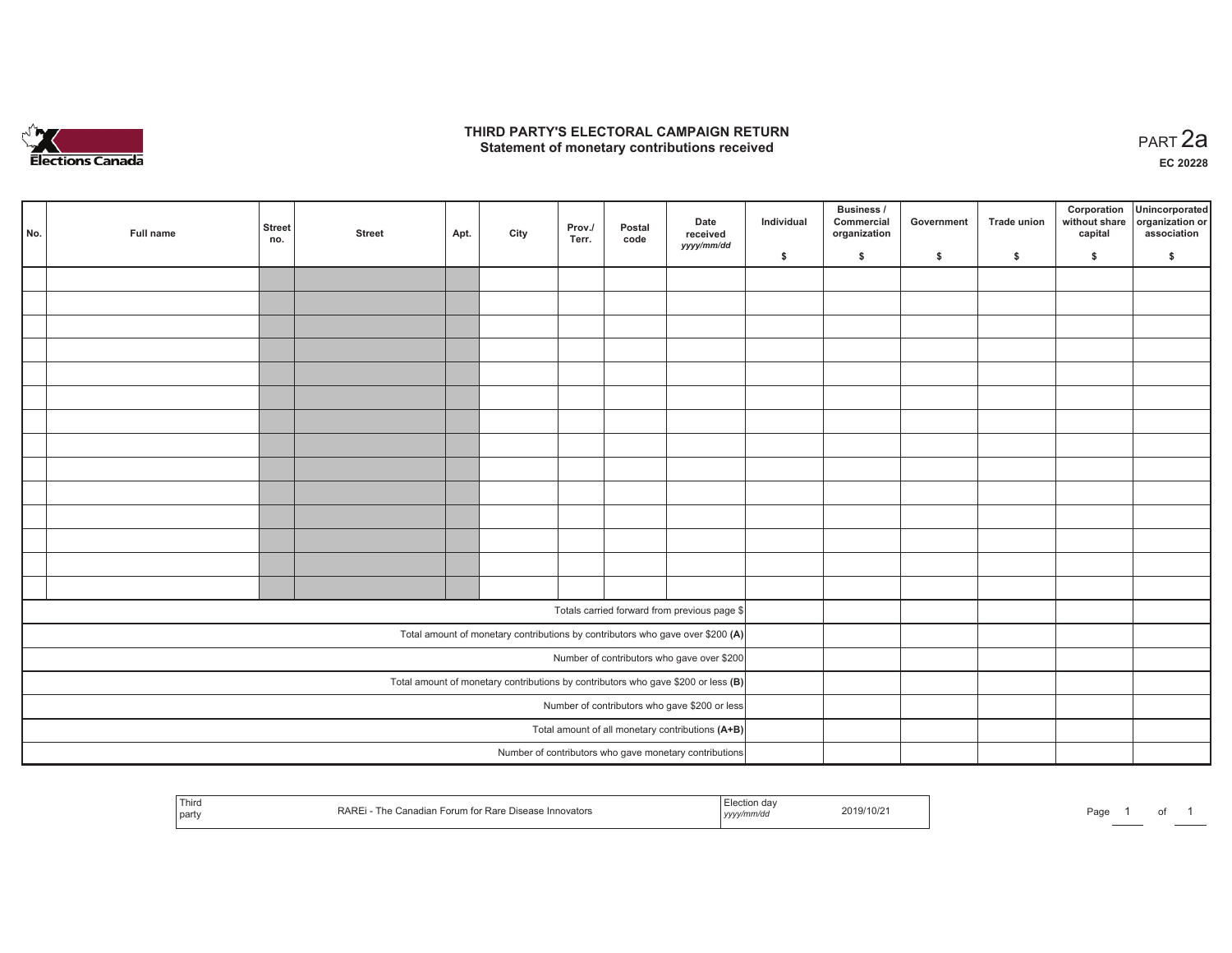# THIRD PARTY'S ELECTORAL CAMPAIGN RETURN
## Statement of monetary contributions received

PART 2a

EC 20228

| No. | Full name | Street no. | Street | Apt. | City | Prov./ Terr. | Postal code | Date received yyyy/mm/dd | Individual $ | Business / Commercial organization $ | Government $ | Trade union $ | Corporation without share capital $ | Unincorporated organization or association $ |
|---|---|---|---|---|---|---|---|---|---|---|---|---|---|---|
| | | | | | | | | | | | | | | |
| | | | | | | | | | | | | | | |
| | | | | | | | | | | | | | | |
| | | | | | | | | | | | | | | |
| | | | | | | | | | | | | | | |
| | | | | | | | | | | | | | | |
| | | | | | | | | | | | | | | |
| | | | | | | | | | | | | | | |
| | | | | | | | | | | | | | | |
| | | | | | | | | | | | | | | |
| | | | | | | | | | | | | | | |
| | | | | | | | | | | | | | | |
| | | | | | | | | | | | | | | |
| | | | | | | | | | | | | | | |
| Totals carried forward from previous page $ | | | | | | | | | | | | | | |
| Total amount of monetary contributions by contributors who gave over $200 (A) | | | | | | | | | | | | | | |
| Number of contributors who gave over $200 | | | | | | | | | | | | | | |
| Total amount of monetary contributions by contributors who gave $200 or less (B) | | | | | | | | | | | | | | |
| Number of contributors who gave $200 or less | | | | | | | | | | | | | | |
| Total amount of all monetary contributions (A+B) | | | | | | | | | | | | | | |
| Number of contributors who gave monetary contributions | | | | | | | | | | | | | | |

| Third party | RAREi - The Canadian Forum for Rare Disease Innovators | Election day yyyy/mm/dd | 2019/10/21 |
|---|---|---|---|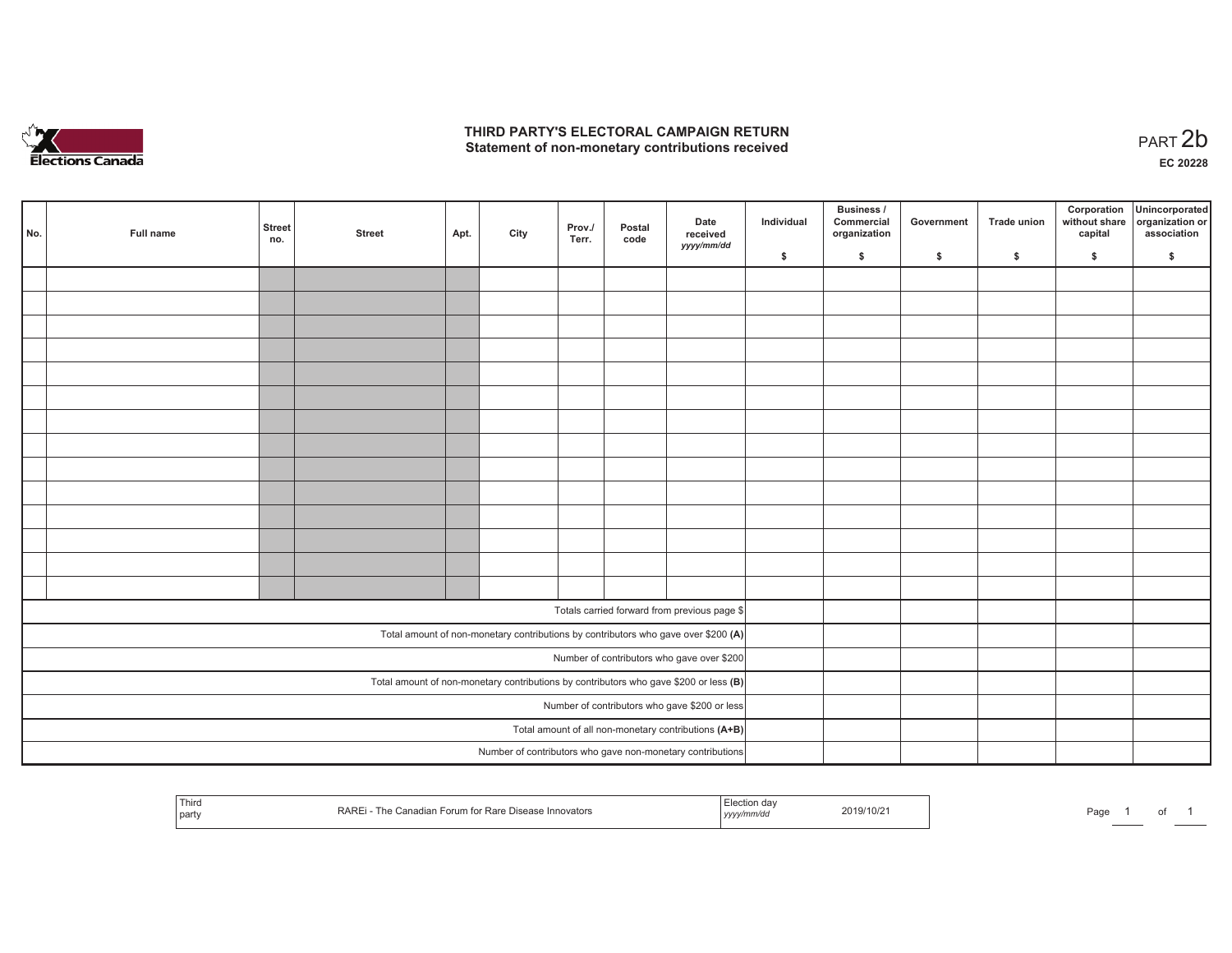# THIRD PARTY'S ELECTORAL CAMPAIGN RETURN
## Statement of non-monetary contributions received

PART 2b

EC 20228

| No. | Full name | Street no. | Street | Apt. | City | Prov./ Terr. | Postal code | Date received yyyy/mm/dd | Individual $ | Business / Commercial organization $ | Government $ | Trade union $ | Corporation without share capital $ | Unincorporated organization or association $ |
|---|---|---|---|---|---|---|---|---|---|---|---|---|---|---|
| | | | | | | | | | | | | | | |
| | | | | | | | | | | | | | | |
| | | | | | | | | | | | | | | |
| | | | | | | | | | | | | | | |
| | | | | | | | | | | | | | | |
| | | | | | | | | | | | | | | |
| | | | | | | | | | | | | | | |
| | | | | | | | | | | | | | | |
| | | | | | | | | | | | | | | |
| | | | | | | | | | | | | | | |
| | | | | | | | | | | | | | | |
| | | | | | | | | | | | | | | |
| | | | | | | | | | | | | | | |
| | | | | | | | | | | | | | | |
| Totals carried forward from previous page $ | | | | | | | | | | | | | | |
| Total amount of non-monetary contributions by contributors who gave over $200 **(A)** | | | | | | | | | | | | | | |
| Number of contributors who gave over $200 | | | | | | | | | | | | | | |
| Total amount of non-monetary contributions by contributors who gave $200 or less **(B)** | | | | | | | | | | | | | | |
| Number of contributors who gave $200 or less | | | | | | | | | | | | | | |
| Total amount of all non-monetary contributions **(A+B)** | | | | | | | | | | | | | | |
| Number of contributors who gave non-monetary contributions | | | | | | | | | | | | | | |

| Third party | RAREi - The Canadian Forum for Rare Disease Innovators | Election day yyyy/mm/dd | 2019/10/21 |
|---|---|---|---|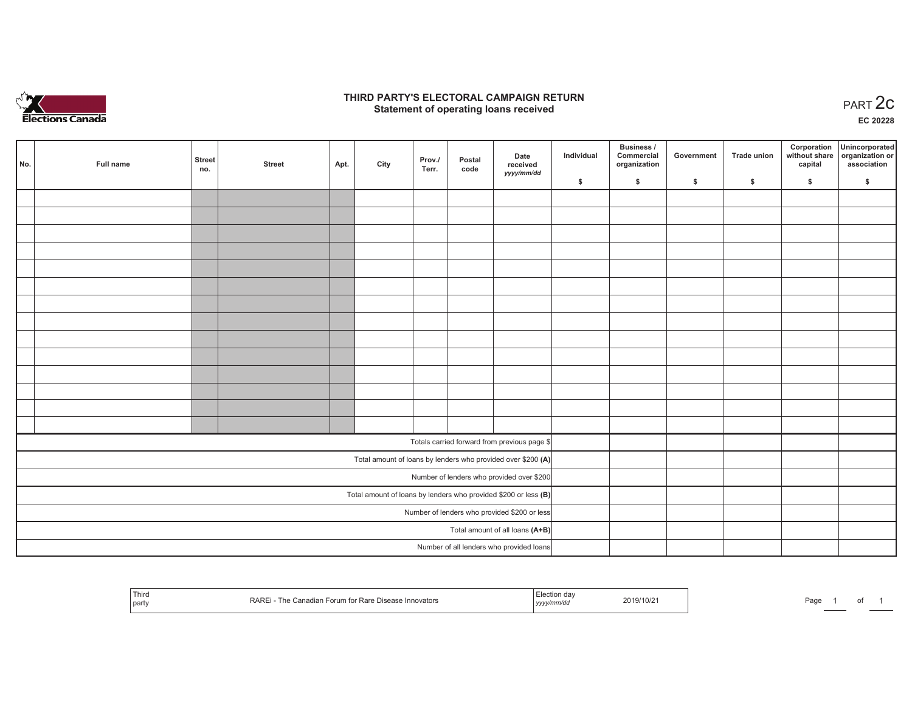# THIRD PARTY'S ELECTORAL CAMPAIGN RETURN
## Statement of operating loans received

PART 2c

EC 20228

| No. | Full name | Street no. | Street | Apt. | City | Prov./ Terr. | Postal code | Date received yyyy/mm/dd | Individual $ | Business / Commercial organization $ | Government $ | Trade union $ | Corporation without share capital $ | Unincorporated organization or association $ |
|---|---|---|---|---|---|---|---|---|---|---|---|---|---|---|
| | | | | | | | | | | | | | | |
| | | | | | | | | | | | | | | |
| | | | | | | | | | | | | | | |
| | | | | | | | | | | | | | | |
| | | | | | | | | | | | | | | |
| | | | | | | | | | | | | | | |
| | | | | | | | | | | | | | | |
| | | | | | | | | | | | | | | |
| | | | | | | | | | | | | | | |
| | | | | | | | | | | | | | | |
| | | | | | | | | | | | | | | |
| | | | | | | | | | | | | | | |
| | | | | | | | | | | | | | | |
| | | | | | | | | | | | | | | |
| Totals carried forward from previous page $ | | | | | | | | | | | | | | |
| Total amount of loans by lenders who provided over $200 **(A)** | | | | | | | | | | | | | | |
| Number of lenders who provided over $200 | | | | | | | | | | | | | | |
| Total amount of loans by lenders who provided $200 or less **(B)** | | | | | | | | | | | | | | |
| Number of lenders who provided $200 or less | | | | | | | | | | | | | | |
| Total amount of all loans **(A+B)** | | | | | | | | | | | | | | |
| Number of all lenders who provided loans | | | | | | | | | | | | | | |

| Third party | RAREi - The Canadian Forum for Rare Disease Innovators | Election day yyyy/mm/dd | 2019/10/21 |
|---|---|---|---|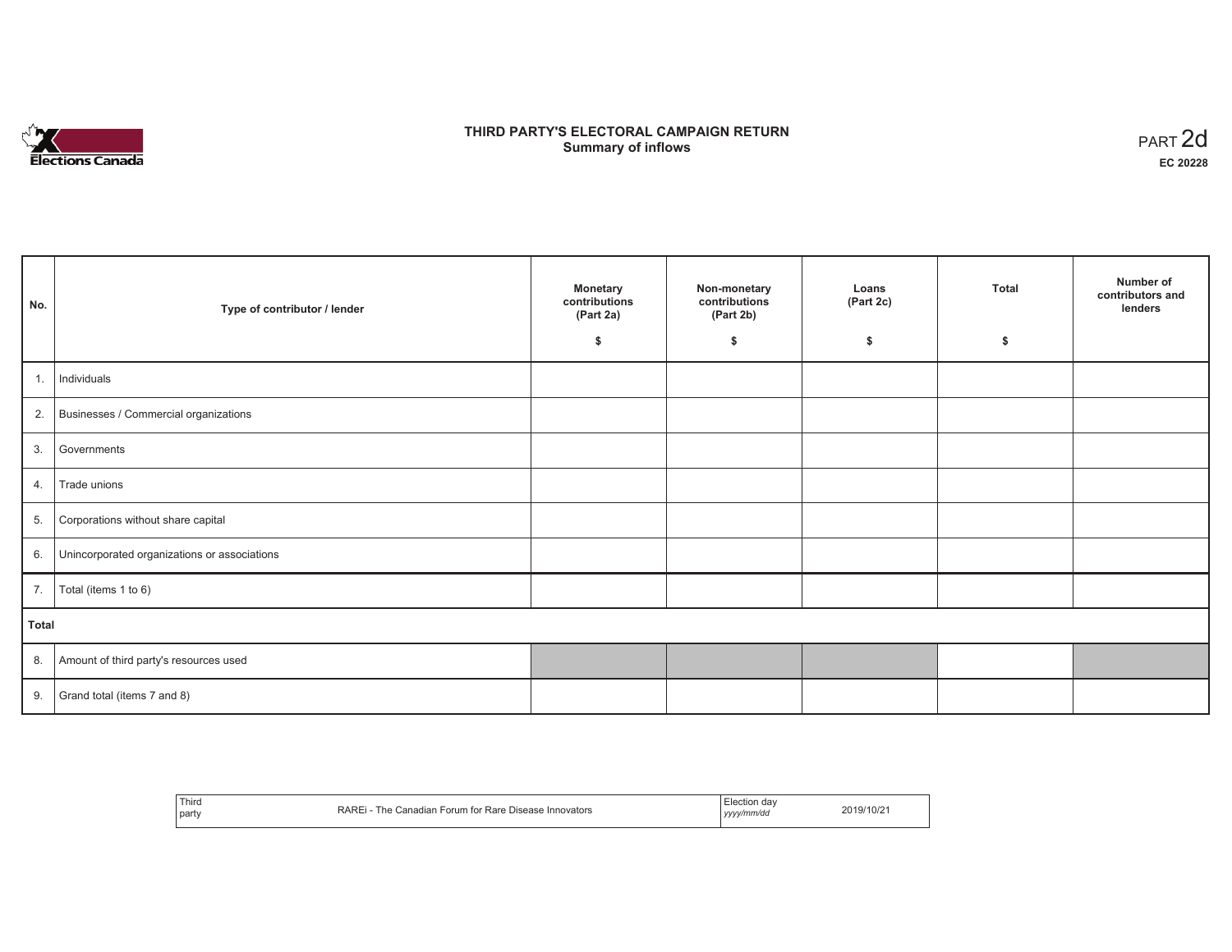# THIRD PARTY'S ELECTORAL CAMPAIGN RETURN
## Summary of inflows

PART 2d
**EC 20228**

| No. | Type of contributor / lender | Monetary contributions (Part 2a) $ | Non-monetary contributions (Part 2b) $ | Loans (Part 2c) $ | Total $ | Number of contributors and lenders |
|---|---|---|---|---|---|---|
| 1. | Individuals | | | | | |
| 2. | Businesses / Commercial organizations | | | | | |
| 3. | Governments | | | | | |
| 4. | Trade unions | | | | | |
| 5. | Corporations without share capital | | | | | |
| 6. | Unincorporated organizations or associations | | | | | |
| 7. | Total (items 1 to 6) | | | | | |
| **Total** | | | | | | |
| 8. | Amount of third party's resources used | | | | | |
| 9. | Grand total (items 7 and 8) | | | | | |

| Third party | RAREi - The Canadian Forum for Rare Disease Innovators | Election day *yyyy/mm/dd* | 2019/10/21 |
|---|---|---|---|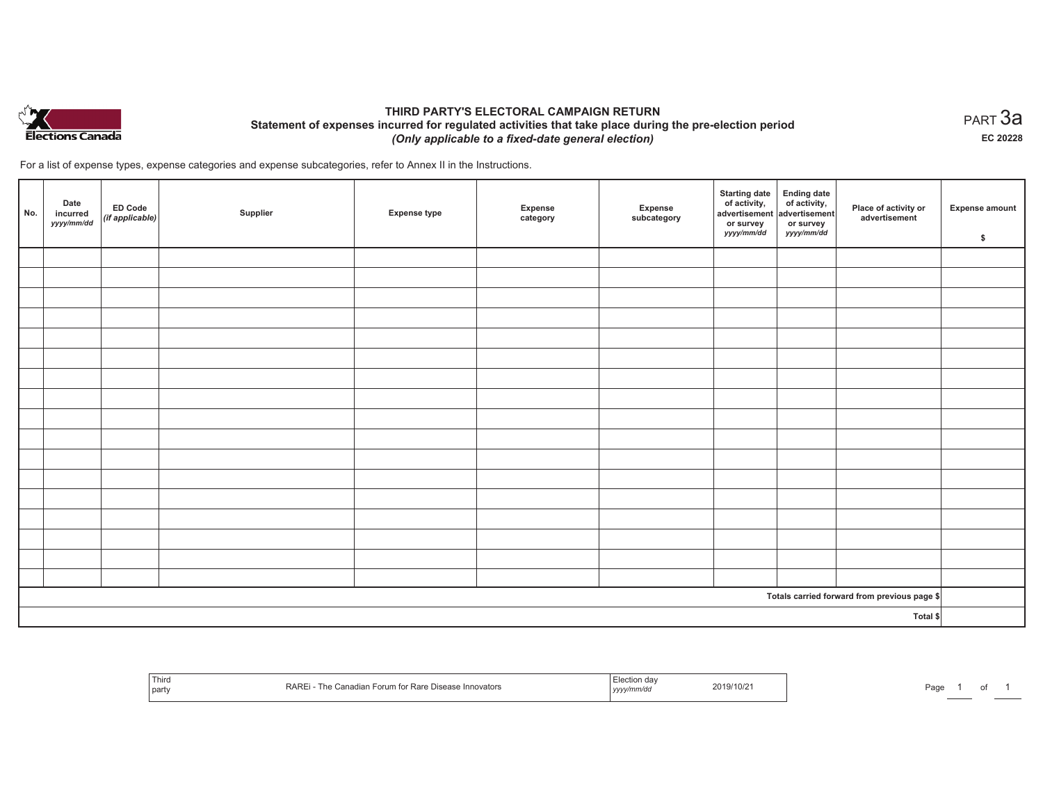Elections Canada

# THIRD PARTY'S ELECTORAL CAMPAIGN RETURN

## Statement of expenses incurred for regulated activities that take place during the pre-election period

*(Only applicable to a fixed-date general election)*

PART 3a

EC 20228

For a list of expense types, expense categories and expense subcategories, refer to Annex II in the Instructions.

| No. | Date incurred *yyyy/mm/dd* | ED Code *(if applicable)* | Supplier | Expense type | Expense category | Expense subcategory | Starting date of activity, advertisement or survey *yyyy/mm/dd* | Ending date of activity, advertisement or survey *yyyy/mm/dd* | Place of activity or advertisement | Expense amount $ |
|---|---|---|---|---|---|---|---|---|---|---|
| | | | | | | | | | | |
| | | | | | | | | | | |
| | | | | | | | | | | |
| | | | | | | | | | | |
| | | | | | | | | | | |
| | | | | | | | | | | |
| | | | | | | | | | | |
| | | | | | | | | | | |
| | | | | | | | | | | |
| | | | | | | | | | | |
| | | | | | | | | | | |
| | | | | | | | | | | |
| | | | | | | | | | | |
| | | | | | | | | | | |
| | | | | | | | | | | |
| | | | | | | | | | | |
| | | | | | | | | | | |
| | | | | | | | | | Totals carried forward from previous page $ | |
| | | | | | | | | | Total $ | |

| Third party | RAREi - The Canadian Forum for Rare Disease Innovators | Election day *yyyy/mm/dd* | 2019/10/21 |
|---|---|---|---|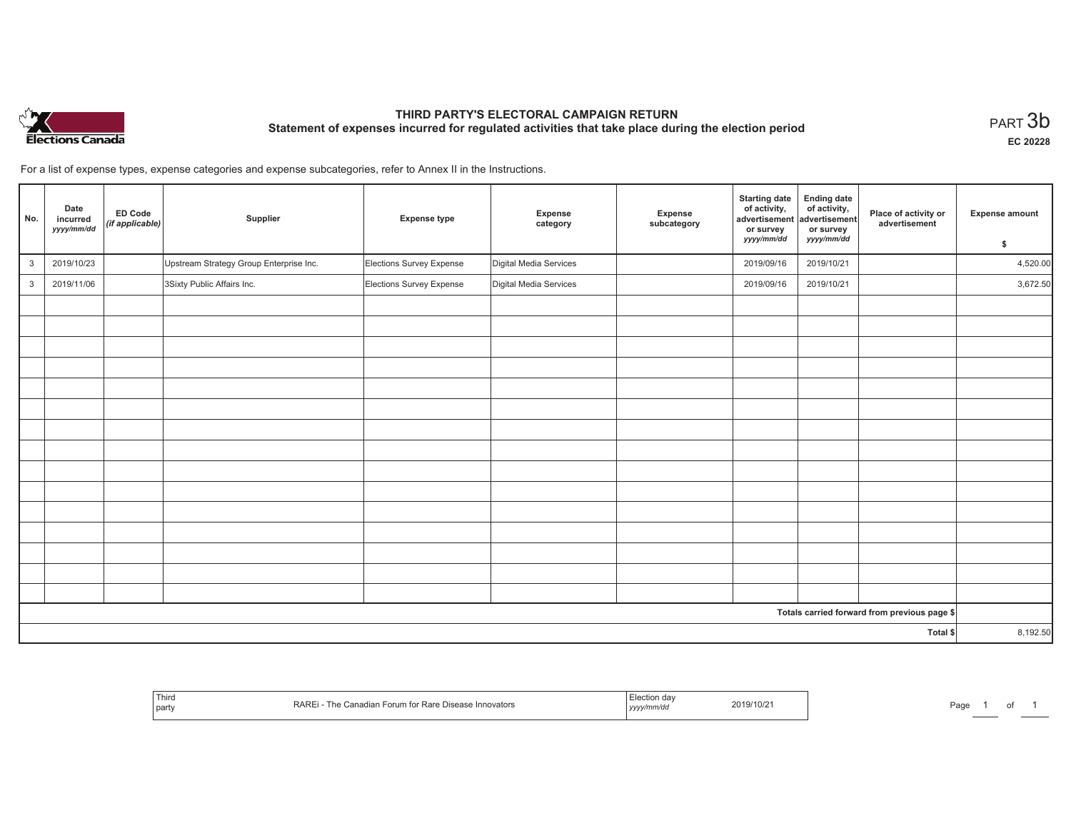# THIRD PARTY'S ELECTORAL CAMPAIGN RETURN

## Statement of expenses incurred for regulated activities that take place during the election period

PART 3b

EC 20228

For a list of expense types, expense categories and expense subcategories, refer to Annex II in the Instructions.

| No. | Date incurred *yyyy/mm/dd* | ED Code *(if applicable)* | Supplier | Expense type | Expense category | Expense subcategory | Starting date of activity, advertisement or survey *yyyy/mm/dd* | Ending date of activity, advertisement or survey *yyyy/mm/dd* | Place of activity or advertisement | Expense amount $ |
|---|---|---|---|---|---|---|---|---|---|---|
| 3 | 2019/10/23 | | Upstream Strategy Group Enterprise Inc. | Elections Survey Expense | Digital Media Services | | 2019/09/16 | 2019/10/21 | | 4,520.00 |
| 3 | 2019/11/06 | | 3Sixty Public Affairs Inc. | Elections Survey Expense | Digital Media Services | | 2019/09/16 | 2019/10/21 | | 3,672.50 |
| | | | | | | | | | | |
| | | | | | | | | | | |
| | | | | | | | | | | |
| | | | | | | | | | | |
| | | | | | | | | | | |
| | | | | | | | | | | |
| | | | | | | | | | | |
| | | | | | | | | | | |
| | | | | | | | | | | |
| | | | | | | | | | | |
| | | | | | | | | | | |
| | | | | | | | | | | |
| | | | | | | | | | | |
| | | | | | | | | | | |
| | | | | | | | | | | |
| | | | | | | | | | Totals carried forward from previous page $ | |
| | | | | | | | | | Total $ | 8,192.50 |

| Third party | RAREi - The Canadian Forum for Rare Disease Innovators | Election day *yyyy/mm/dd* | 2019/10/21 |
|---|---|---|---|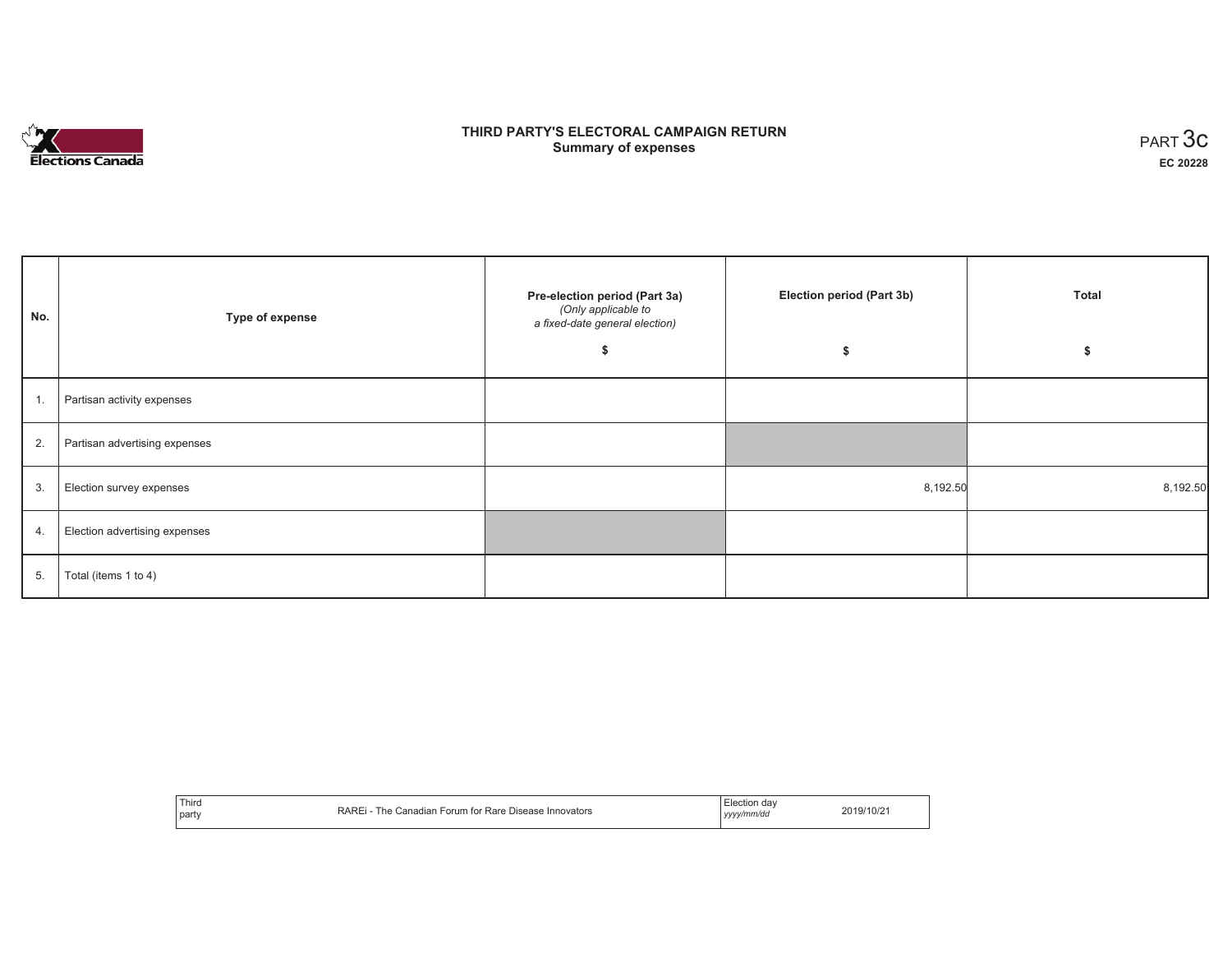# THIRD PARTY'S ELECTORAL CAMPAIGN RETURN
## Summary of expenses

PART 3c
**EC 20228**

| No. | Type of expense | Pre-election period (Part 3a) *(Only applicable to a fixed-date general election)* $ | Election period (Part 3b) $ | Total $ |
|---|---|---|---|---|
| 1. | Partisan activity expenses | | | |
| 2. | Partisan advertising expenses | | | |
| 3. | Election survey expenses | | 8,192.50 | 8,192.50 |
| 4. | Election advertising expenses | | | |
| 5. | Total (items 1 to 4) | | | |

| Third party | RAREi - The Canadian Forum for Rare Disease Innovators | Election day *yyyy/mm/dd* | 2019/10/21 |
|---|---|---|---|